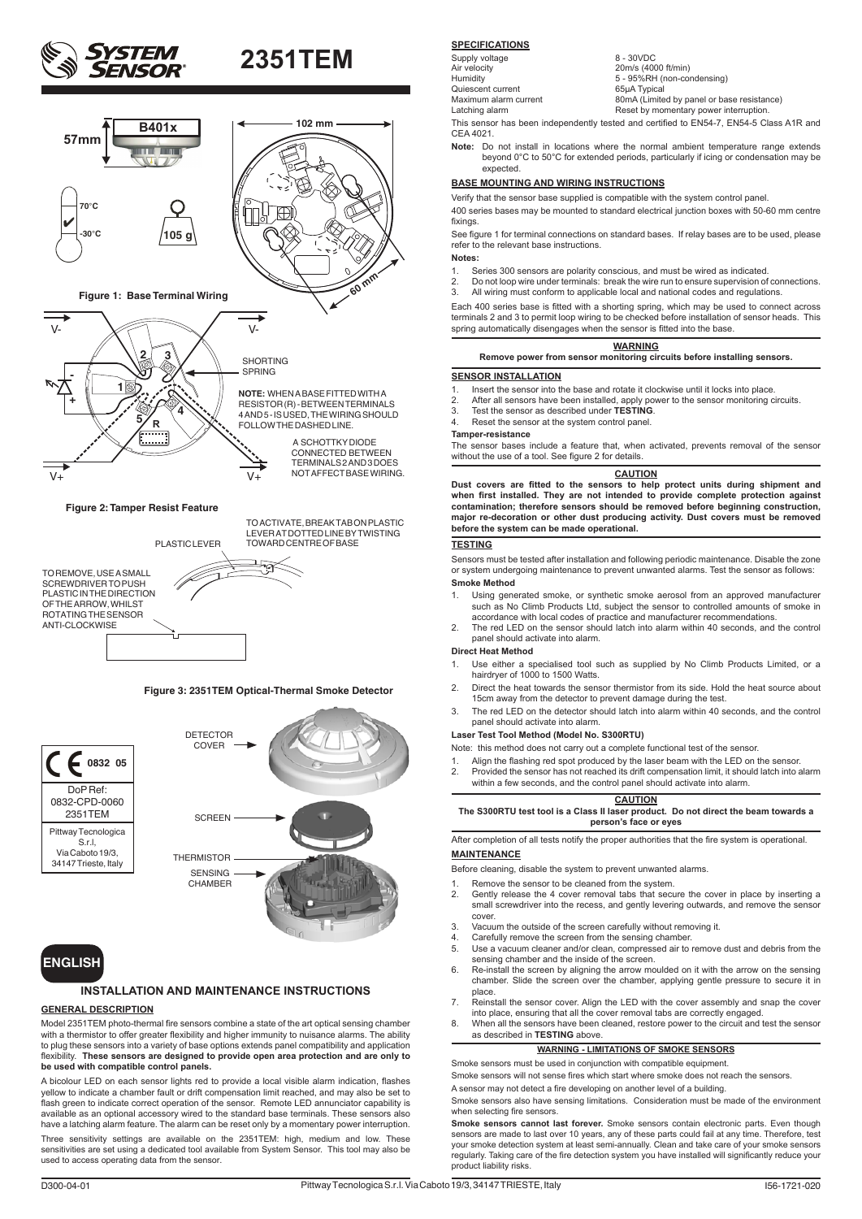# 2351TEM

57mm B401x 102 mm

70°C -30°C 105 g 60 mm

**Figure 1: Base Terminal Wiring**

V- V- SHORTING SPRING

**NOTE:** WHEN A BASE FITTED WITH A RESISTOR (R) - BETWEEN TERMINALS 4 AND 5 - IS USED, THE WIRING SHOULD FOLLOW THE DASHED LINE.

A SCHOTTKY DIODE CONNECTED BETWEEN TERMINALS 2 AND 3 DOES NOT AFFECT BASE WIRING.

V+ V+

**Figure 2: Tamper Resist Feature**

PLASTIC LEVER

TO ACTIVATE, BREAK TAB ON PLASTIC LEVER AT DOTTED LINE BY TWISTING TOWARD CENTRE OF BASE

TO REMOVE, USE A SMALL SCREWDRIVER TO PUSH PLASTIC IN THE DIRECTION OF THE ARROW, WHILST ROTATING THE SENSOR ANTI-CLOCKWISE

**Figure 3: 2351TEM Optical-Thermal Smoke Detector**

DETECTOR COVER

SCREEN

THERMISTOR

SENSING CHAMBER

CE 0832 05

DoP Ref: 0832-CPD-0060 2351TEM

Pittway Tecnologica S.r.l, Via Caboto 19/3, 34147 Trieste, Italy

**ENGLISH**

## INSTALLATION AND MAINTENANCE INSTRUCTIONS

### GENERAL DESCRIPTION

Model 2351TEM photo-thermal fire sensors combine a state of the art optical sensing chamber with a thermistor to offer greater flexibility and higher immunity to nuisance alarms. The ability to plug these sensors into a variety of base options extends panel compatibility and application flexibility. **These sensors are designed to provide open area protection and are only to be used with compatible control panels.**

A bicolour LED on each sensor lights red to provide a local visible alarm indication, flashes yellow to indicate a chamber fault or drift compensation limit reached, and may also be set to flash green to indicate correct operation of the sensor. Remote LED annunciator capability is available as an optional accessory wired to the standard base terminals. These sensors also have a latching alarm feature. The alarm can be reset only by a momentary power interruption.

Three sensitivity settings are available on the 2351TEM: high, medium and low. These sensitivities are set using a dedicated tool available from System Sensor. This tool may also be used to access operating data from the sensor.

### SPECIFICATIONS

| | |
|---|---|
| Supply voltage | 8 - 30VDC |
| Air velocity | 20m/s (4000 ft/min) |
| Humidity | 5 - 95%RH (non-condensing) |
| Quiescent current | 65μA Typical |
| Maximum alarm current | 80mA (Limited by panel or base resistance) |
| Latching alarm | Reset by momentary power interruption. |

This sensor has been independently tested and certified to EN54-7, EN54-5 Class A1R and CEA 4021.

**Note:** Do not install in locations where the normal ambient temperature range extends beyond 0°C to 50°C for extended periods, particularly if icing or condensation may be expected.

### BASE MOUNTING AND WIRING INSTRUCTIONS

Verify that the sensor base supplied is compatible with the system control panel.

400 series bases may be mounted to standard electrical junction boxes with 50-60 mm centre fixings.

See figure 1 for terminal connections on standard bases. If relay bases are to be used, please refer to the relevant base instructions.

**Notes:**

1. Series 300 sensors are polarity conscious, and must be wired as indicated.
2. Do not loop wire under terminals: break the wire run to ensure supervision of connections.
3. All wiring must conform to applicable local and national codes and regulations.

Each 400 series base is fitted with a shorting spring, which may be used to connect across terminals 2 and 3 to permit loop wiring to be checked before installation of sensor heads. This spring automatically disengages when the sensor is fitted into the base.

**WARNING**

**Remove power from sensor monitoring circuits before installing sensors.**

### SENSOR INSTALLATION

1. Insert the sensor into the base and rotate it clockwise until it locks into place.
2. After all sensors have been installed, apply power to the sensor monitoring circuits.
3. Test the sensor as described under **TESTING**.
4. Reset the sensor at the system control panel.

**Tamper-resistance**

The sensor bases include a feature that, when activated, prevents removal of the sensor without the use of a tool. See figure 2 for details.

**CAUTION**

**Dust covers are fitted to the sensors to help protect units during shipment and when first installed. They are not intended to provide complete protection against contamination; therefore sensors should be removed before beginning construction, major re-decoration or other dust producing activity. Dust covers must be removed before the system can be made operational.**

### TESTING

Sensors must be tested after installation and following periodic maintenance. Disable the zone or system undergoing maintenance to prevent unwanted alarms. Test the sensor as follows:

**Smoke Method**

1. Using generated smoke, or synthetic smoke aerosol from an approved manufacturer such as No Climb Products Ltd, subject the sensor to controlled amounts of smoke in accordance with local codes of practice and manufacturer recommendations.
2. The red LED on the sensor should latch into alarm within 40 seconds, and the control panel should activate into alarm.

**Direct Heat Method**

1. Use either a specialised tool such as supplied by No Climb Products Limited, or a hairdryer of 1000 to 1500 Watts.
2. Direct the heat towards the sensor thermistor from its side. Hold the heat source about 15cm away from the detector to prevent damage during the test.
3. The red LED on the detector should latch into alarm within 40 seconds, and the control panel should activate into alarm.

**Laser Test Tool Method (Model No. S300RTU)**

Note: this method does not carry out a complete functional test of the sensor.

1. Align the flashing red spot produced by the laser beam with the LED on the sensor.
2. Provided the sensor has not reached its drift compensation limit, it should latch into alarm within a few seconds, and the control panel should activate into alarm.

**CAUTION**

**The S300RTU test tool is a Class II laser product. Do not direct the beam towards a person's face or eyes**

After completion of all tests notify the proper authorities that the fire system is operational.

### MAINTENANCE

Before cleaning, disable the system to prevent unwanted alarms.

1. Remove the sensor to be cleaned from the system.
2. Gently release the 4 cover removal tabs that secure the cover in place by inserting a small screwdriver into the recess, and gently levering outwards, and remove the sensor cover.
3. Vacuum the outside of the screen carefully without removing it.
4. Carefully remove the screen from the sensing chamber.
5. Use a vacuum cleaner and/or clean, compressed air to remove dust and debris from the sensing chamber and the inside of the screen.
6. Re-install the screen by aligning the arrow moulded on it with the arrow on the sensing chamber. Slide the screen over the chamber, applying gentle pressure to secure it in place.
7. Reinstall the sensor cover. Align the LED with the cover assembly and snap the cover into place, ensuring that all the cover removal tabs are correctly engaged.
8. When all the sensors have been cleaned, restore power to the circuit and test the sensor as described in **TESTING** above.

**WARNING - LIMITATIONS OF SMOKE SENSORS**

Smoke sensors must be used in conjunction with compatible equipment.

Smoke sensors will not sense fires which start where smoke does not reach the sensors.

A sensor may not detect a fire developing on another level of a building.

Smoke sensors also have sensing limitations. Consideration must be made of the environment when selecting fire sensors.

**Smoke sensors cannot last forever.** Smoke sensors contain electronic parts. Even though sensors are made to last over 10 years, any of these parts could fail at any time. Therefore, test your smoke detection system at least semi-annually. Clean and take care of your smoke sensors regularly. Taking care of the fire detection system you have installed will significantly reduce your product liability risks.

D300-04-01 Pittway Tecnologica S.r.l. Via Caboto 19/3, 34147 TRIESTE, Italy I56-1721-020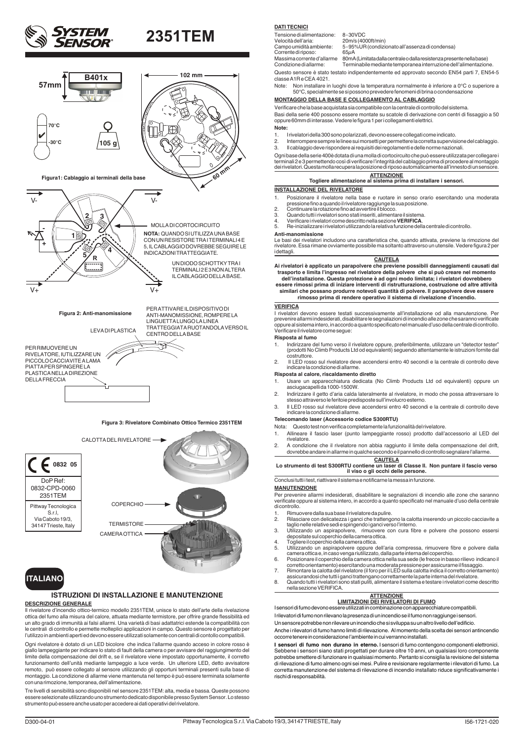# 2351TEM

**Figura1: Cablaggio ai terminali della base**

MOLLA DI CORTOCIRCUITO

**NOTA:** QUANDO SI UTILIZZA UNA BASE CON UN RESISTORE TRA I TERMINALI 4 E 5, IL CABLAGGIO DOVREBBE SEGUIRE LE INDICAZIONI TRATTEGGIATE.

UN DIODO SCHOTTKY TRA I TERMINALI 2 E 3 NON ALTERA IL CABLAGGIO DELLA BASE.

**Figura 2: Anti-manomissione**

PER ATTIVARE IL DISPOSITIVO DI ANTI-MANOMISSIONE, ROMPERE LA LINGUETTA LUNGO LA LINEA TRATTEGGIATA RUOTANDOLA VERSO IL CENTRO DELLA BASE

LEVA DI PLASTICA

PER RIMUOVERE UN RIVELATORE, IUTILIZZARE UN PICCOLO CACCIAVITE A LAMA PIATTA PER SPINGERE LA PLASTICA NELLA DIREZIONE DELLA FRECCIA

**Figura 3: Rivelatore Combinato Ottico Termico 2351TEM**

CALOTTA DEL RIVELATORE

COPERCHIO

TERMISTORE

CAMERA OTTICA

0832 05

DoP Ref: 0832-CPD-0060 2351TEM

Pittway Tecnologica S.r.l, Via Caboto 19/3, 34147 Trieste, Italy

## ITALIANO

## ISTRUZIONI DI INSTALLAZIONE E MANUTENZIONE

### DESCRIZIONE GENERALE

Il rivelatore d'incendio ottico-termico modello 2351TEM, unisce lo stato dell'arte della rivelazione ottica del fumo alla misura del calore, attuata mediante termistore, per offrire grande flessibilità ed un alto grado di immunità ai falsi allarmi. Una varietà di basi adattatrici estende la compatibilità con le centrali di controllo e permette molteplici applicazioni in campo. Questo sensore è progettato per l'utilizzo in ambienti aperti ed devono essere utilizzati solamente con centrali di contollo compatibili.

Ogni rivelatore è dotato di un LED bicolore che indica l'allarme quando acceso in colore rosso è giallo lampeggiante per indicare lo stato di fault della camera o per avvisare del raggiungimento del limite della compensazione del drift e, se il rivelatore viene impostato opportunamente, il corretto funzionamento dell'unità mediante lampeggio a luce verde. Un ulteriore LED, detto avvisatore remoto, può essere collegato al sensore utilizzando gli opportuni terminali presenti sulla base di montaggio. La condizione di allarme viene mantenuta nel tempo è può essere terminata solamente con una rimozione, temporanea, dell'alimentazione.

Tre livelli di sensibilità sono disponibili nel sensore 2351TEM: alta, media e bassa. Queste possono essere selezionate utilizzando uno strumento dedicato disponibile presso System Sensor. Lo stesso strumento può essere anche usato per accedere ai dati operativi del rivelatore.

### DATI TECNICI

| | |
|---|---|
| Tensione di alimentazione: | 8 - 30VDC |
| Velocità dell'aria: | 20m/s (4000ft/min) |
| Campo umidità ambiente: | 5 - 95% UR (condizionato all'assenza di condensa) |
| Corrente di riposo: | 65µA |
| Massima corrente d'allarme | 80mA (Limitata dalla centrale o dalla resistenza presente nella base) |
| Condizione di allarme: | Terminabile mediante temporanea interruzione dell'alimentazione. |

Questo sensore è stato testato indipendentemente ed approvato secondo EN54 parti 7, EN54-5 classe A1R e CEA 4021.

Note: Non installare in luoghi dove la temperatura normalmente è inferiore a 0°C o superiore a 50°C, specialmente se si possono prevedere fenomeni di brina o condensazione

### MONTAGGIO DELLA BASE E COLLEGAMENTO AL CABLAGGIO

Verificare che la base acquistata sia compatibile con la centrale di controllo del sistema.

Basi della serie 400 possono essere montate su scatole di derivazione con centri di fissaggio a 50 oppure 60mm di interasse. Vedere le figura 1 per i collegamenti elettrici.

**Note:**

1. I rivelatori della 300 sono polarizzati, devono essere collegati come indicato.
2. Interrompere sempre le linee sui morsetti per permettere la corretta supervisione del cablaggio.
3. Il cablaggio deve rispondere ai requisiti dei regolamenti e delle norme nazionali.

Ogni base della serie 400è dotata di una molla di cortocircuito che può essere utilizzata per collegare i terminali 2 e 3 permettendo così di verificare l'integrità del cablaggio prima di procedere al montaggio dei rivelatori. Questa molla recupera la posizione di riposo automaticamente all'innesto di un sensore.

**ATTENZIONE**
**Togliere alimentazione al sistema prima di installare i sensori.**

### INSTALLAZIONE DEL RIVELATORE

1. Posizionare il rivelatore nella base e ruotare in senso orario esercitando una moderata pressione fino a quando il rivelatore raggiunge la sua posizione.
2. Continuare la rotazione fino ad avvertire il blocco.
3. Quando tutti i rivelatori sono stati inseriti, alimentare il sistema.
4. Verificare i rivelatori come descritto nella sezione **VERIFICA**.
5. Re-inizializzare i rivelatori utilizzando la relativa funzione della centrale di controllo.

**Anti-manomissione**

Le basi dei rivelatori includono una caratteristica che, quando attivata, previene la rimozione del rivelatore. Essa rimane ovviamente possibile ma soltanto attraverso un utensile. Vedere figura 2 per i dettagli.

**CAUTELA**
**Ai rivelatori è applicato un parapolvere che previene possibili danneggiamenti causati dal trasporto e limita l'ingresso nel rivelatore della polvere che si può creare nel momento dell'installazione. Questa protezione è ad ogni modo limitata; i rivelatori dovrebbero essere rimossi prima di iniziare interventi di ristrutturazione, costruzione od altre attività similari che possano produrre notevoli quantità di polvere. Il parapolvere deve essere rimosso prima di rendere operativo il sistema di rivelazione d'incendio.**

### VERIFICA

I rivelatori devono essere testati successivamente all'installazione od alla manutenzione. Per prevenire allarmi indesiderati, disabilitare le segnalazioni di incendio alle zone che saranno verificate oppure al sistema intero, in accordo a quanto specificato nel manuale d'uso della centrale di controllo. Verificare il rivelatore come segue:

**Risposta al fumo**

1. Indirizzare del fumo verso il rivelatore oppure, preferibilmente, utilizzare un "detector tester" (prodotti No Climb Products Ltd od equivalenti) seguendo attentamente le istruzioni fornite dal costruttore.
2. Il LED rosso sul rivelatore deve accendersi entro 40 secondi e la centrale di controllo deve indicare la condizione di allarme.

**Risposta al calore, riscaldamento diretto**

1. Usare un apparecchiatura dedicata (No Climb Products Ltd od equivalenti) oppure un asciugacapelli da 1000-1500W.
2. Indirizzare il getto d'aria calda lateralmente al rivelatore, in modo che possa attraversare lo stesso attraverso le feritoie predisposte sull'involucro esterno.
3. Il LED rosso sul rivelatore deve accendersi entro 40 secondi e la centrale di controllo deve indicare la condizione di allarme.

**Telecomando laser (Accessorio codice S300RTU)**

Nota: Questo test non verifica completamente la funzionalità del rivelatore.

1. Allineare il fascio laser (punto lampeggiante rosso) prodotto dall'accessorio al LED del rivelatore.
2. A condizione che il rivelatore non abbia raggiunto il limite della compensazione del drift, dovrebbe andare in allarme in qualche secondo e il pannello di controllo segnalare l'allarme.

**CAUTELA**
**Lo strumento di test S300RTU contiene un laser di Classe II. Non puntare il fascio verso il viso o gli occhi delle persone.**

Conclusi tutti i test, riattivare il sistema e notificarne la messa in funzione.

### MANUTENZIONE

Per prevenire allarmi indesiderati, disabilitare le segnalazioni di incendio alle zone che saranno verificate oppure al sistema intero, in accordo a quanto specificato nel manuale d'uso della centrale di controllo.

1. Rimuovere dalla sua base il rivelatore da pulire.
2. Rilasciare con delicatezza i ganci che trattengono la calotta inserendo un piccolo cacciavite a taglio nelle relative sedi e spingendo i ganci verso l'interno.
3. Utilizzando un aspirapolvere, rimuovere con cura fibre e polvere che possono essersi depositate sul coperchio della camera ottica.
4. Togliere il coperchio della camera ottica.
5. Utilizzando un aspirapolvere oppure dell'aria compressa, rimuovere fibre e polvere dalla camera ottica e, in caso venga riutilizzato, dalla parte interna del coperchio.
6. Posizionare il coperchio della camera ottica nella sua sede (le frecce in basso rilievo indicano il corretto orientamento) esercitando una moderata pressione per assicurarne il fissaggio.
7. Rimontare la calotta del rivelatore (il foro per il LED sulla calotta indica il corretto orientamento) assicurandosi che tutti i ganci trattengano correttamente la parte interna del rivelatore.
8. Quando tutti i rivelatori sono stati puliti, alimentare il sistema e testare i rivelatori come descritto nella sezione VERIFICA.

**ATTENZIONE**
**LIMITAZIONI DEI RIVELATORI DI FUMO**

I sensori di fumo devono essere utilizzati in combinazione con apparecchiature compatibili.

I rilevatori di fumo non rilevano la presenza di un incendio se il fumo non raggiunge i sensori.

Un sensore potrebbe non rilevare un incendio che si sviluppa su un altro livello dell'edificio.

Anche i rilevatori di fumo hanno limiti di rilevazione. Al momento della scelta dei sensori antincendio occorre tenere in considerazione l'ambiente in cui verranno installati.

**I sensori di fumo non durano in eterno.** I sensori di fumo contengono componenti elettronici. Sebbene i sensori siano stati progettati per durare oltre 10 anni, un qualsiasi loro componente potrebbe smettere di funzionare in qualsiasi momento. Pertanto si consiglia la revisione del sistema di rilevazione di fumo almeno ogni sei mesi. Pulire e revisionare regolarmente i rilevatori di fumo. La corretta manutenzione del sistema di rilevazione di incendio installato riduce significativamente i rischi di responsabilità.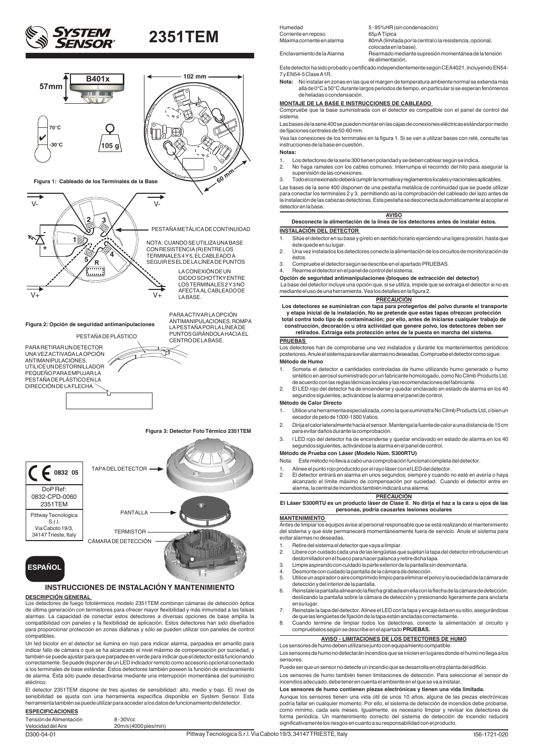# 2351TEM

57mm — B401x — 102 mm

70°C / -30°C — 105 g

60 mm

**Figura 1: Cableado de los Terminales de la Base**

V- V- 2 3 - 1 + 5 R 4 V+ V+

PESTAÑA METÁLICA DE CONTINUIDAD

NOTA: CUANDO SE UTILIZA UNA BASE CON RESISTENCIA (R) ENTRE LOS TERMINALES 4 Y 5, EL CABLEADO A SEGUIR ES EL DE LA LÍNEA DE PUNTOS

LA CONEXIÓN DE UN DIODO SCHOTTKY ENTRE LOS TERMINALES 2 Y 3 NO AFECTA AL CABLEADO DE LA BASE.

**Figura 2: Opción de seguridad antimanipulaciones**

PARA ACTIVAR LA OPCIÓN ANTIMANIPULACIONES, ROMPA LA PESTAÑA POR LA LÍNEA DE PUNTOS GIRÁNDOLA HACIA EL CENTRO DE LA BASE.

PESTAÑA DE PLÁSTICO

PARA RETIRAR UN DETECTOR UNA VEZ ACTIVADA LA OPCIÓN ANTIMANIPULACIONES, UTILICE UN DESTORNILLADOR PEQUEÑO PARA EMPUJAR LA PESTAÑA DE PLÁSTICO EN LA DIRECCIÓN DE LA FLECHA.

**Figura 3: Detector Foto Térmico 2351TEM**

TAPA DEL DETECTOR

PANTALLA

TERMISTOR

CÁMARA DE DETECCIÓN

CE 0832 05

DoP Ref: 0832-CPD-0060 2351TEM

Pittway Tecnologica S.r.l, Via Caboto 19/3, 34147 Trieste, Italy

**ESPAÑOL**

## INSTRUCCIONES DE INSTALACIÓN Y MANTENIMIENTO

**DESCRIPCIÓN GENERAL**

Los detectores de fuego fototérmicos modelo 2351TEM combinan cámaras de detección óptica de última generación con termistores para ofrecer mayor flexibilidad y más inmunidad a las falsas alarmas. La capacidad de conectar estos detectores a diversas opciones de base amplía la compatibilidad con paneles y la flexibilidad de aplicación. Estos detectores han sido diseñados para proporcionar protección en zonas diáfanas y sólo se pueden utilizar con paneles de control compatibles.

Un led bicolor en el detector se ilumina en rojo para indicar alarma, parpadea en amarillo para indicar fallo de cámara o que se ha alcanzado el nivel máximo de compensación por suciedad, y también se puede ajustar para que parpadee en verde para indicar que el detector está funcionando correctamente. Se puede disponer de un LED indicador remoto como accesorio opcional conectado a los terminales de base estándar. Estos detectores también poseen la función de enclavamiento de alarma. Ésta sólo puede desactivarse mediante una interrupción momentánea del suministro eléctrico.

El detector 2351TEM dispone de tres ajustes de sensibilidad: alto, medio y bajo. El nivel de sensibilidad se ajusta con una herramienta específica disponible en System Sensor. Esta herramienta también se puede utilizar para acceder a los datos de funcionamiento del detector.

**ESPECIFICACIONES**

| | |
|---|---|
| Tensión de Alimentación | 8 - 30Vcc |
| Velocidad del Aire | 20m/s (4000 pies/min) |
| Humedad | 5 - 95%HR (sin condensación) |
| Corriente en reposo | 65μA Típica |
| Máxima corriente en alarma | 80mA (limitada por la central o la resistencia, opcional, colocada en la base). |
| Enclavamiento de la Alarma | Rearmado mediante supresión momentánea de la tensión de alimentación. |

Este detector ha sido probado y certificado independientemente según CEA4021, incluyendo EN54-7 y EN54-5 Clase A1R.

**Nota:** No instalar en zonas en las que el margen de temperatura ambiente normal se extienda más allá de 0°C a 50°C durante largos periodos de tiempo, en particular si se esperan fenómenos de heladas o condensación.

**MONTAJE DE LA BASE E INSTRUCCIONES DE CABLEADO**

Compruebe que la base suministrada con el detector es compatible con el panel de control del sistema.

Las bases de la serie 400 se pueden montar en las cajas de conexiones eléctricas estándar por medio de fijaciones centrales de 50-60 mm.

Vea las conexiones de los terminales en la figura 1. Si se van a utilizar bases con relé, consulte las instrucciones de la base en cuestión.

**Notas:**

1. Los detectores de la serie 300 tienen polaridad y se deben cablear según se indica.
2. No haga ramales con los cables comunes: Interrumpa el recorrido del hilo para asegurar la supervisión de las conexiones.
3. Todo el conexionado deberá cumplir la normativa y reglamentos locales y nacionales aplicables.

Las bases de la serie 400 disponen de una pestaña metálica de continuidad que se puede utilizar para conectar los terminales 2 y 3, permitiendo así la comprobación del cableado del lazo antes de la instalación de las cabezas detectoras. Esta pestaña se desconecta automáticamente al acoplar el detector en la base.

**AVISO**

**Desconecte la alimentación de la línea de los detectores antes de instalar éstos.**

**INSTALACIÓN DEL DETECTOR**

1. Sitúe el detector en su base y gírelo en sentido horario ejerciendo una ligera presión, hasta que éste quede en su lugar.
2. Una vez instalados los detectores conecte la alimentación de los circuitos de monitorización de éstos.
3. Compruebe el detector según se describe en el apartado PRUEBAS.
4. Rearme el detector en el panel de control del sistema.

**Opción de seguridad antimanipulaciones (bloqueo de extracción del detector)**

La base del detector incluye una opción que, si se utiliza, impide que se extraiga el detector si no es mediante el uso de una herramienta. Vea los detalles en la figura 2.

**PRECAUCIÓN**

**Los detectores se suministran con tapa para protegerlos del polvo durante el transporte y etapa inicial de la instalación. No se pretende que estas tapas ofrezcan protección total contra todo tipo de contaminación; por ello, antes de iniciarse cualquier trabajo de construcción, decoración u otra actividad que genere polvo, los detectores deben ser retirados. Extraiga esta protección antes de la puesta en marcha del sistema.**

**PRUEBAS**

Los detectores han de comprobarse una vez instalados y durante los mantenimientos periódicos posteriores. Anule el sistema para evitar alarmas no deseadas. Compruebe el detector como sigue:

**Método de Humo**

1. Someta el detector a cantidades controladas de humo utilizando humo generado o humo sintético en aerosol suministrado por un fabricante homologado, como No Climb Products Ltd, de acuerdo con las reglas técnicas locales y las recomendaciones del fabricante.
2. El LED rojo del detector ha de encenderse y quedar enclavado en estado de alarma en los 40 segundos siguientes, activándose la alarma en el panel de control.

**Método de Calor Directo**

1. Utilice una herramienta especializada, como la que suministra No Climb Products Ltd, o bien un secador de pelo de 1000-1500 Vatios.
2. Dirija el calor lateralmente hacia el sensor. Mantenga la fuente de calor a una distancia de 15 cm para evitar daños durante la comprobación.
3. l LED rojo del detector ha de encenderse y quedar enclavado en estado de alarma en los 40 segundos siguientes, activándose la alarma en el panel de control.

**Método de Prueba con Láser (Modelo Núm. S300RTU)**

Nota: Este método no lleva a cabo una comprobación funcional completa del detector.

1. Alinee el punto rojo producido por el rayo láser con el LED del detector.
2. El detector entrará en alarma en unos segundos, siempre y cuando no esté en avería o haya alcanzado el límite máximo de compensación por suciedad. Cuando el detector entre en alarma, la central de incendios también indicará una alarma.

**PRECAUCIÓN**

**El Láser S300RTU es un producto láser de Clase II. No dirija el haz a la cara u ojos de las personas, podría causarles lesiones oculares**

**MANTENIMIENTO**

Antes de limpiar los equipos avise al personal responsable que se está realizando el mantenimiento del sistema y que éste permanecerá momentáneamente fuera de servicio. Anule el sistema para evitar alarmas no deseadas.

1. Retire del sistema el detector que vaya a limpiar.
2. Libere con cuidado cada una de las lengüetas que sujetan la tapa del detector introduciendo un destornillador en el hueco para hacer palanca y retire dicha tapa.
3. Limpie aspirando con cuidado la parte exterior de la pantalla sin desmontarla.
4. Desmonte con cuidado la pantalla de la cámara de detección.
5. Utilice un aspirador o aire comprimido limpio para eliminar el polvo y la suciedad de la cámara de detección y del interior de la pantalla.
6. Reinstale la pantalla alineando la flecha grabada en ella con la flecha de la cámara de detección, deslizando la pantalla sobre la cámara de detección y presionando ligeramente para anclarla en su lugar.
7. Reinstale la tapa del detector. Alinee el LED con la tapa y encaje ésta en su sitio, asegurándose de que las lengüetas de fijación de la tapa están ancladas correctamente.
8. Cuando termine de limpiar todos los detectores, conecte la alimentación al circuito y compruébelos según se describe en el apartado **PRUEBAS.**

**AVISO - LIMITACIONES DE LOS DETECTORES DE HUMO**

Los sensores de humo deben utilizarse junto con equipamiento compatible.

Los sensores de humo no detectarán incendios que se inicien en lugares donde el humo no llega a los sensores.

Puede ser que un sensor no detecte un incendio que se desarrolla en otra planta del edificio.

Los sensores de humo también tienen limitaciones de detección. Para seleccionar el sensor de incendios adecuado, debe tener en cuenta el ambiente en el que se va a instalar.

**Los sensores de humo contienen piezas electrónicas y tienen una vida limitada.**

Aunque los sensores tienen una vida útil de unos 10 años, alguna de las piezas electrónicas podría fallar en cualquier momento. Por ello, el sistema de detección de incendios debe probarse, como mínimo, cada seis meses. Igualmente, es necesario limpiar y revisar los detectores de forma periódica. Un mantenimiento correcto del sistema de detección de incendio reducirá significativamente los riesgos en cuanto a su responsabilidad con el producto.

D300-04-01 — Pittway Tecnologica S.r.l. Via Caboto 19/3, 34147 TRIESTE, Italy — I56-1721-020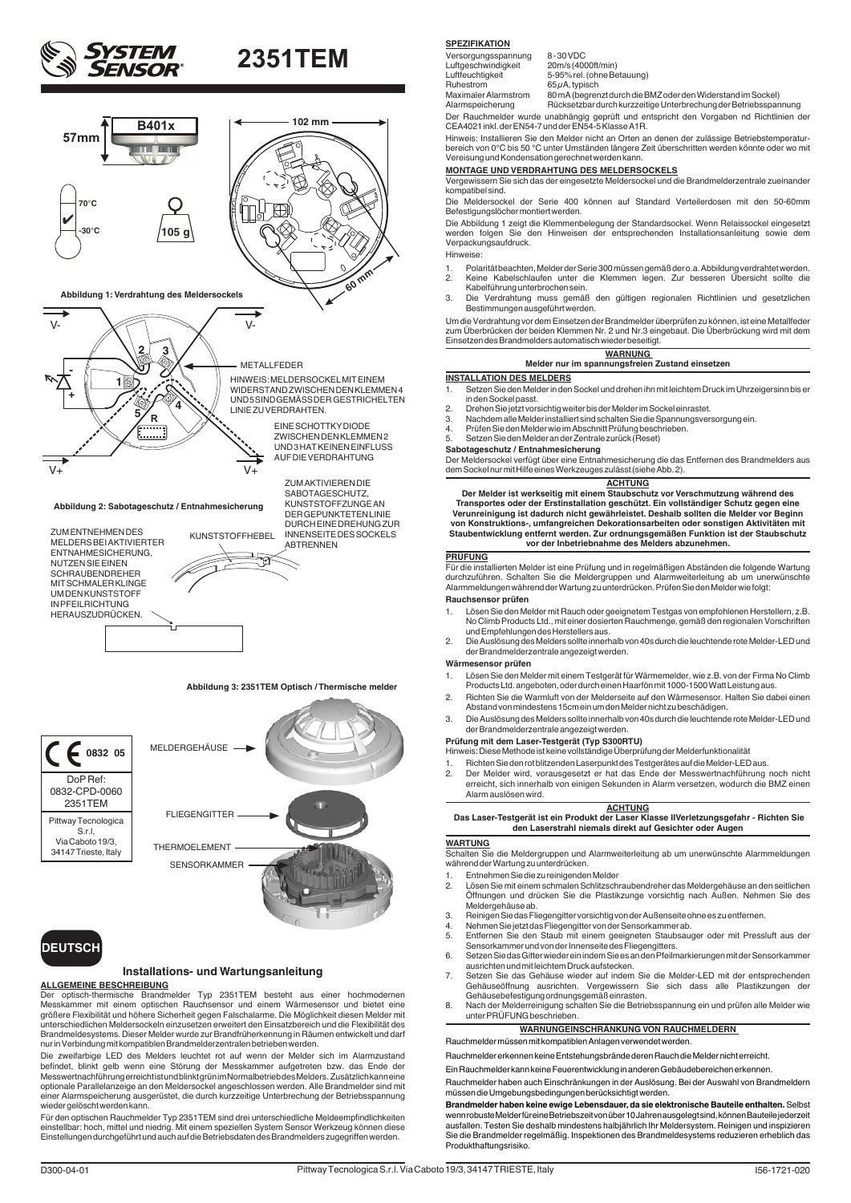# 2351TEM

57mm

B401x

102 mm

60 mm

70°C

-30°C

105 g

**Abbildung 1: Verdrahtung des Meldersockels**

V-

V-

V+

V+

METALLFEDER

HINWEIS: MELDERSOCKEL MIT EINEM WIDERSTAND ZWISCHEN DEN KLEMMEN 4 UND 5 SIND GEMÄSS DER GESTRICHELTEN LINIE ZU VERDRAHTEN.

EINE SCHOTTKY DIODE ZWISCHEN DEN KLEMMEN 2 UND 3 HAT KEINEN EINFLUSS AUF DIE VERDRAHTUNG

**Abbildung 2: Sabotageschutz / Entnahmesicherung**

ZUM AKTIVIEREN DIE SABOTAGESCHUTZ, KUNSTSTOFFZUNGE AN DER GEPUNKTETEN LINIE DURCH EINE DREHUNG ZUR INNENSEITE DES SOCKELS ABTRENNEN

KUNSTSTOFFHEBEL

ZUM ENTNEHMEN DES MELDERS BEI AKTIVIERTER ENTNAHMESICHERUNG, NUTZEN SIE EINEN SCHRAUBENDREHER MIT SCHMALER KLINGE UM DEN KUNSTSTOFF IN PFEILRICHTUNG HERAUSZUDRÜCKEN.

**Abbildung 3: 2351TEM Optisch / Thermische melder**

MELDERGEHÄUSE

FLIEGENGITTER

THERMOELEMENT

SENSORKAMMER

CE 0832 05

DoP Ref: 0832-CPD-0060 2351TEM

Pittway Tecnologica S.r.l, Via Caboto 19/3, 34147 Trieste, Italy

**DEUTSCH**

## Installations- und Wartungsanleitung

### ALLGEMEINE BESCHREIBUNG

Der optisch-thermische Brandmelder Typ 2351TEM besteht aus einer hochmodernen Messkammer mit einem optischen Rauchsensor und einem Wärmesensor und bietet eine größere Flexibilität und höhere Sicherheit gegen Falschalarme. Die Möglichkeit diesen Melder mit unterschiedlichen Meldersockeln einzusetzen erweitert den Einsatzbereich und die Flexibilität des Brandmeldesystems. Dieser Melder wurde zur Brandfrüherkennung in Räumen entwickelt und darf nur in Verbindung mit kompatiblen Brandmelderzentralen betrieben werden.

Die zweifarbige LED des Melders leuchtet rot auf wenn der Melder sich im Alarmzustand befindet, blinkt gelb wenn eine Störung der Messkammer aufgetreten bzw. das Ende der Messwertnachführung erreicht ist und blinkt grün im Normalbetrieb des Melders. Zusätzlich kann eine optionale Parallelanzeige an den Meldersockel angeschlossen werden. Alle Brandmelder sind mit einer Alarmspeicherung ausgerüstet, die durch kurzzeitige Unterbrechung der Betriebsspannung wieder gelöscht werden kann.

Für den optischen Rauchmelder Typ 2351TEM sind drei unterschiedliche Meldeempfindlichkeiten einstellbar: hoch, mittel und niedrig. Mit einem speziellen System Sensor Werkzeug können diese Einstellungen durchgeführt und auch auf die Betriebsdaten des Brandmelders zugegriffen werden.

### SPEZIFIKATION

| | |
|---|---|
| Versorgungsspannung | 8 - 30 VDC |
| Luftgeschwindigkeit | 20m/s (4000ft/min) |
| Luftfeuchtigkeit | 5-95% rel. (ohne Betauung) |
| Ruhestrom | 65 µA, typisch |
| Maximaler Alarmstrom | 80 mA (begrenzt durch die BMZ oder den Widerstand im Sockel) |
| Alarmspeicherung | Rücksetzbar durch kurzzeitige Unterbrechung der Betriebsspannung |

Der Rauchmelder wurde unabhängig geprüft und entspricht den Vorgaben nd Richtlinien der CEA4021 inkl. der EN54-7 und der EN54-5 Klasse A1R.

Hinweis: Installieren Sie den Melder nicht an Orten an denen der zulässige Betriebstemperaturbereich von 0°C bis 50 °C unter Umständen längere Zeit überschritten werden könnte oder wo mit Vereisung und Kondensation gerechnet werden kann.

### MONTAGE UND VERDRAHTUNG DES MELDERSOCKELS

Vergewissern Sie sich das der eingesetzte Meldersockel und die Brandmelderzentrale zueinander kompatibel sind.

Die Meldersockel der Serie 400 können auf Standard Verteilerdosen mit den 50-60mm Befestigungslöcher montiert werden.

Die Abbildung 1 zeigt die Klemmenbelegung der Standardsockel. Wenn Relaissockel eingesetzt werden folgen Sie den Hinweisen der entsprechenden Installationsanleitung sowie dem Verpackungsaufdruck.

Hinweise:

1. Polarität beachten, Melder der Serie 300 müssen gemäß der o.a. Abbildung verdrahtet werden.
2. Keine Kabelschlaufen unter die Klemmen legen. Zur besseren Übersicht sollte die Kabelführung unterbrochen sein.
3. Die Verdrahtung muss gemäß den gültigen regionalen Richtlinien und gesetzlichen Bestimmungen ausgeführt werden.

Um die Verdrahtung vor dem Einsetzen der Brandmelder überprüfen zu können, ist eine Metallfeder zum Überbrücken der beiden Klemmen Nr. 2 und Nr.3 eingebaut. Die Überbrückung wird mit dem Einsetzen des Brandmelders automatisch wieder beseitigt.

**WARNUNG**

**Melder nur im spannungsfreien Zustand einsetzen**

### INSTALLATION DES MELDERS

1. Setzen Sie den Melder in den Sockel und drehen ihn mit leichtem Druck im Uhrzeigersinn bis er in den Sockel passt.
2. Drehen Sie jetzt vorsichtig weiter bis der Melder im Sockel einrastet.
3. Nachdem alle Melder installiert sind schalten Sie die Spannungsversorgung ein.
4. Prüfen Sie den Melder wie im Abschnitt Prüfung beschrieben.
5. Setzen Sie den Melder an der Zentrale zurück (Reset)

**Sabotageschutz / Entnahmesicherung**

Der Meldersockel verfügt über eine Entnahmesicherung die das Entfernen des Brandmelders aus dem Sockel nur mit Hilfe eines Werkzeuges zulässt (siehe Abb. 2).

**ACHTUNG**

**Der Melder ist werkseitig mit einem Staubschutz vor Verschmutzung während des Transportes oder der Erstinstallation geschützt. Ein vollständiger Schutz gegen eine Verunreinigung ist dadurch nicht gewährleistet. Deshalb sollten die Melder vor Beginn von Konstruktions-, umfangreichen Dekorationsarbeiten oder sonstigen Aktivitäten mit Staubentwicklung entfernt werden. Zur ordnungsgemäßen Funktion ist der Staubschutz vor der Inbetriebnahme des Melders abzunehmen.**

### PRÜFUNG

Für die installierten Melder ist eine Prüfung und in regelmäßigen Abständen die folgende Wartung durchzuführen. Schalten Sie die Meldergruppen und Alarmweiterleitung ab um unerwünschte Alarmmeldungen während der Wartung zu unterdrücken. Prüfen Sie den Melder wie folgt:

**Rauchsensor prüfen**

1. Lösen Sie den Melder mit Rauch oder geeignetem Testgas von empfohlenen Herstellern, z.B. No Climb Products Ltd., mit einer dosierten Rauchmenge, gemäß den regionalen Vorschriften und Empfehlungen des Herstellers aus.
2. Die Auslösung des Melders sollte innerhalb von 40s durch die leuchtende rote Melder-LED und der Brandmelderzentrale angezeigt werden.

**Wärmesensor prüfen**

1. Lösen Sie den Melder mit einem Testgerät für Wärmemelder, wie z.B. von der Firma No Climb Products Ltd. angeboten, oder durch einen Haarfön mit 1000-1500 Watt Leistung aus.
2. Richten Sie die Warmluft von der Melderseite auf den Wärmesensor. Halten Sie dabei einen Abstand von mindestens 15cm ein um den Melder nicht zu beschädigen.
3. Die Auslösung des Melders sollte innerhalb von 40s durch die leuchtende rote Melder-LED und der Brandmelderzentrale angezeigt werden.

**Prüfung mit dem Laser-Testgerät (Typ S300RTU)**

Hinweis: Diese Methode ist keine vollständige Überprüfung der Melderfunktionalität

1. Richten Sie den rot blitzenden Laserpunkt des Testgerätes auf die Melder-LED aus.
2. Der Melder wird, vorausgesetzt er hat das Ende der Messwertnachführung noch nicht erreicht, sich innerhalb von einigen Sekunden in Alarm versetzen, wodurch die BMZ einen Alarm auslösen wird.

**ACHTUNG**

**Das Laser-Testgerät ist ein Produkt der Laser Klasse IIVerletzungsgefahr - Richten Sie den Laserstrahl niemals direkt auf Gesichter oder Augen**

### WARTUNG

Schalten Sie die Meldergruppen und Alarmweiterleitung ab um unerwünschte Alarmmeldungen während der Wartung zu unterdrücken.

1. Entnehmen Sie die zu reinigenden Melder
2. Lösen Sie mit einem schmalen Schlitzschraubendreher das Meldergehäuse an den seitlichen Öffnungen und drücken Sie die Plastikzunge vorsichtig nach Außen. Nehmen Sie des Meldergehäuse ab.
3. Reinigen Sie das Fliegengitter vorsichtig von der Außenseite ohne es zu entfernen.
4. Nehmen Sie jetzt das Fliegengitter von der Sensorkammer ab.
5. Entfernen Sie den Staub mit einem geeigneten Staubsauger oder mit Pressluft aus der Sensorkammer und von der Innenseite des Fliegengitters.
6. Setzen Sie das Gitter wieder ein indem Sie es an den Pfeilmarkierungen mit der Sensorkammer ausrichten und mit leichtem Druck aufstecken.
7. Setzen Sie das Gehäuse wieder auf indem Sie die Melder-LED mit der entsprechenden Gehäuseöffnung ausrichten. Vergewissern Sie sich dass alle Plastikzungen der Gehäusebefestigung ordnungsgemäß einrasten.
8. Nach der Melderreinigung schalten Sie die Betriebsspannung ein und prüfen alle Melder wie unter PRÜFUNG beschrieben.

**WARNUNGEINSCHRÄNKUNG VON RAUCHMELDERN**

Rauchmelder müssen mit kompatiblen Anlagen verwendet werden.

Rauchmelder erkennen keine Entstehungsbrände deren Rauch die Melder nicht erreicht.

Ein Rauchmelder kann keine Feuerentwicklung in anderen Gebäudebereichen erkennen.

Rauchmelder haben auch Einschränkungen in der Auslösung. Bei der Auswahl von Brandmeldern müssen die Umgebungsbedingungen berücksichtigt werden.

**Brandmelder haben keine ewige Lebensdauer, da sie elektronische Bauteile enthalten.** Selbst wenn robuste Melder für eine Betriebszeit von über 10 Jahren ausgelegt sind, können Bauteile jederzeit ausfallen. Testen Sie deshalb mindestens halbjährlich Ihr Meldersystem. Reinigen und inspizieren Sie die Brandmelder regelmäßig. Inspektionen des Brandmeldesystems reduzieren erheblich das Produkthaftungsrisiko.

D300-04-01 Pittway Tecnologica S.r.l. Via Caboto 19/3, 34147 TRIESTE, Italy I56-1721-020